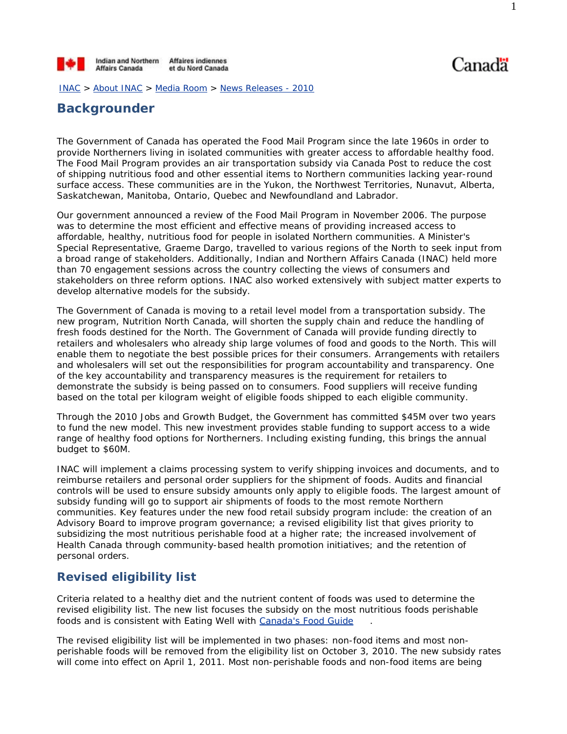Indian and Northern Affairs Canada / Affaires indiennes et du Nord Canada

Canada

[INAC](#) > [About INAC](#) > [Media Room](#) > [News Releases - 2010](#)

## Backgrounder

The Government of Canada has operated the Food Mail Program since the late 1960s in order to provide Northerners living in isolated communities with greater access to affordable healthy food. The Food Mail Program provides an air transportation subsidy via Canada Post to reduce the cost of shipping nutritious food and other essential items to Northern communities lacking year-round surface access. These communities are in the Yukon, the Northwest Territories, Nunavut, Alberta, Saskatchewan, Manitoba, Ontario, Quebec and Newfoundland and Labrador.

Our government announced a review of the Food Mail Program in November 2006. The purpose was to determine the most efficient and effective means of providing increased access to affordable, healthy, nutritious food for people in isolated Northern communities. A Minister's Special Representative, Graeme Dargo, travelled to various regions of the North to seek input from a broad range of stakeholders. Additionally, Indian and Northern Affairs Canada (INAC) held more than 70 engagement sessions across the country collecting the views of consumers and stakeholders on three reform options. INAC also worked extensively with subject matter experts to develop alternative models for the subsidy.

The Government of Canada is moving to a retail level model from a transportation subsidy. The new program, Nutrition North Canada, will shorten the supply chain and reduce the handling of fresh foods destined for the North. The Government of Canada will provide funding directly to retailers and wholesalers who already ship large volumes of food and goods to the North. This will enable them to negotiate the best possible prices for their consumers. Arrangements with retailers and wholesalers will set out the responsibilities for program accountability and transparency. One of the key accountability and transparency measures is the requirement for retailers to demonstrate the subsidy is being passed on to consumers. Food suppliers will receive funding based on the total per kilogram weight of eligible foods shipped to each eligible community.

Through the 2010 Jobs and Growth Budget, the Government has committed $45M over two years to fund the new model. This new investment provides stable funding to support access to a wide range of healthy food options for Northerners. Including existing funding, this brings the annual budget to $60M.

INAC will implement a claims processing system to verify shipping invoices and documents, and to reimburse retailers and personal order suppliers for the shipment of foods. Audits and financial controls will be used to ensure subsidy amounts only apply to eligible foods. The largest amount of subsidy funding will go to support air shipments of foods to the most remote Northern communities. Key features under the new food retail subsidy program include: the creation of an Advisory Board to improve program governance; a revised eligibility list that gives priority to subsidizing the most nutritious perishable food at a higher rate; the increased involvement of Health Canada through community-based health promotion initiatives; and the retention of personal orders.

### Revised eligibility list

Criteria related to a healthy diet and the nutrient content of foods was used to determine the revised eligibility list. The new list focuses the subsidy on the most nutritious foods perishable foods and is consistent with Eating Well with [Canada's Food Guide](#) .

The revised eligibility list will be implemented in two phases: non-food items and most non-perishable foods will be removed from the eligibility list on October 3, 2010. The new subsidy rates will come into effect on April 1, 2011. Most non-perishable foods and non-food items are being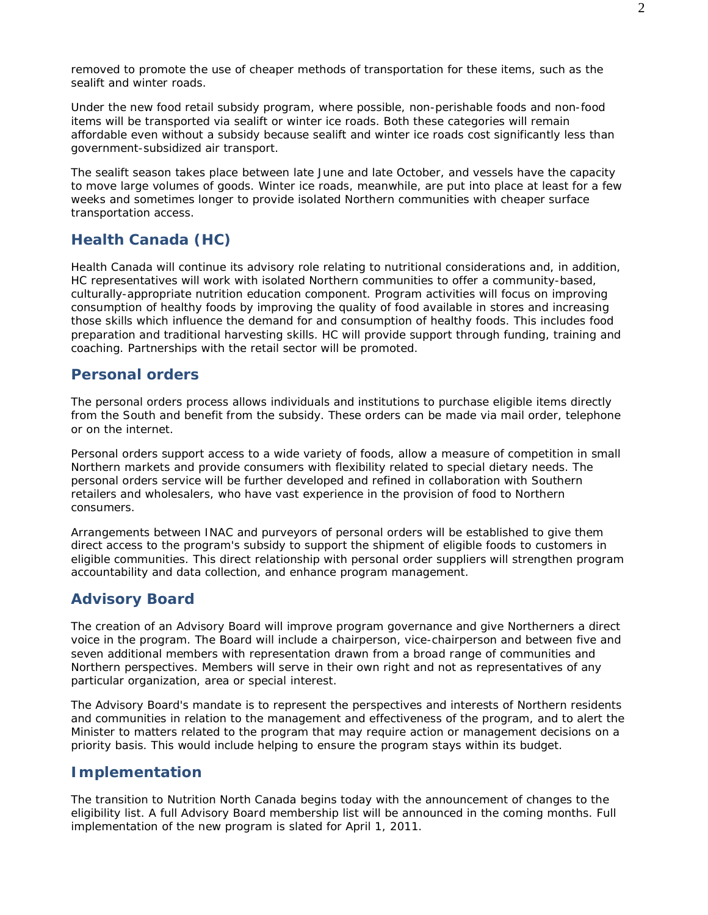removed to promote the use of cheaper methods of transportation for these items, such as the sealift and winter roads.

Under the new food retail subsidy program, where possible, non-perishable foods and non-food items will be transported via sealift or winter ice roads. Both these categories will remain affordable even without a subsidy because sealift and winter ice roads cost significantly less than government-subsidized air transport.

The sealift season takes place between late June and late October, and vessels have the capacity to move large volumes of goods. Winter ice roads, meanwhile, are put into place at least for a few weeks and sometimes longer to provide isolated Northern communities with cheaper surface transportation access.

## Health Canada (HC)

Health Canada will continue its advisory role relating to nutritional considerations and, in addition, HC representatives will work with isolated Northern communities to offer a community-based, culturally-appropriate nutrition education component. Program activities will focus on improving consumption of healthy foods by improving the quality of food available in stores and increasing those skills which influence the demand for and consumption of healthy foods. This includes food preparation and traditional harvesting skills. HC will provide support through funding, training and coaching. Partnerships with the retail sector will be promoted.

## Personal orders

The personal orders process allows individuals and institutions to purchase eligible items directly from the South and benefit from the subsidy. These orders can be made via mail order, telephone or on the internet.

Personal orders support access to a wide variety of foods, allow a measure of competition in small Northern markets and provide consumers with flexibility related to special dietary needs. The personal orders service will be further developed and refined in collaboration with Southern retailers and wholesalers, who have vast experience in the provision of food to Northern consumers.

Arrangements between INAC and purveyors of personal orders will be established to give them direct access to the program's subsidy to support the shipment of eligible foods to customers in eligible communities. This direct relationship with personal order suppliers will strengthen program accountability and data collection, and enhance program management.

## Advisory Board

The creation of an Advisory Board will improve program governance and give Northerners a direct voice in the program. The Board will include a chairperson, vice-chairperson and between five and seven additional members with representation drawn from a broad range of communities and Northern perspectives. Members will serve in their own right and not as representatives of any particular organization, area or special interest.

The Advisory Board's mandate is to represent the perspectives and interests of Northern residents and communities in relation to the management and effectiveness of the program, and to alert the Minister to matters related to the program that may require action or management decisions on a priority basis. This would include helping to ensure the program stays within its budget.

## Implementation

The transition to Nutrition North Canada begins today with the announcement of changes to the eligibility list. A full Advisory Board membership list will be announced in the coming months. Full implementation of the new program is slated for April 1, 2011.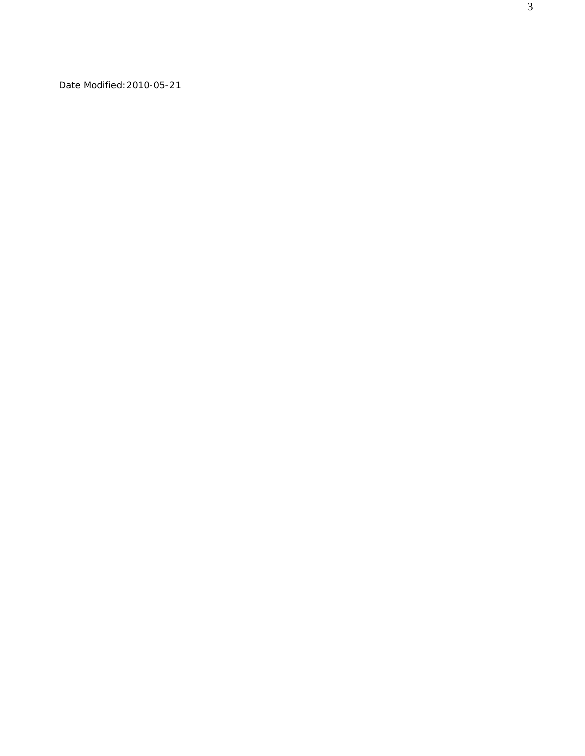Date Modified: 2010-05-21